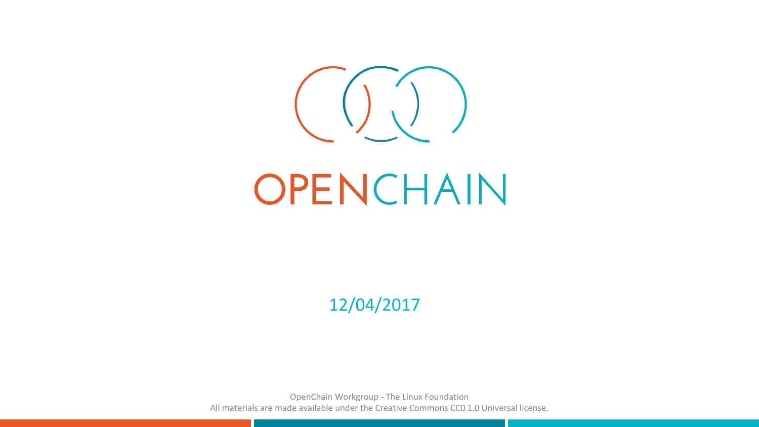# OPENCHAIN

12/04/2017

OpenChain Workgroup - The Linux Foundation
All materials are made available under the Creative Commons CC0 1.0 Universal license.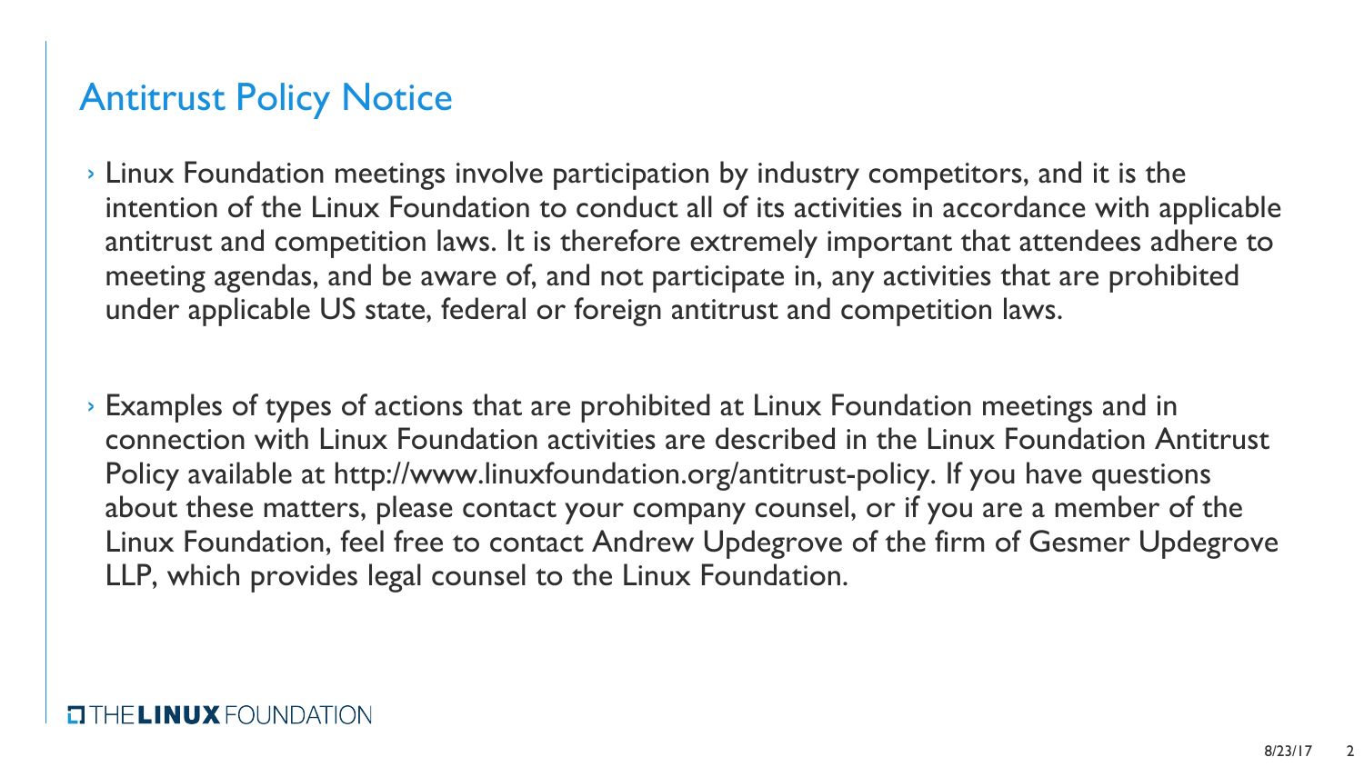# Antitrust Policy Notice

- Linux Foundation meetings involve participation by industry competitors, and it is the intention of the Linux Foundation to conduct all of its activities in accordance with applicable antitrust and competition laws. It is therefore extremely important that attendees adhere to meeting agendas, and be aware of, and not participate in, any activities that are prohibited under applicable US state, federal or foreign antitrust and competition laws.

- Examples of types of actions that are prohibited at Linux Foundation meetings and in connection with Linux Foundation activities are described in the Linux Foundation Antitrust Policy available at http://www.linuxfoundation.org/antitrust-policy. If you have questions about these matters, please contact your company counsel, or if you are a member of the Linux Foundation, feel free to contact Andrew Updegrove of the firm of Gesmer Updegrove LLP, which provides legal counsel to the Linux Foundation.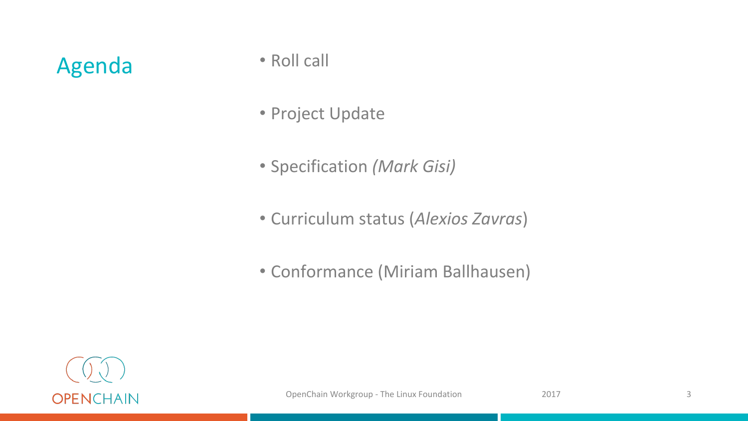# Agenda

- Roll call
- Project Update
- Specification *(Mark Gisi)*
- Curriculum status (*Alexios Zavras*)
- Conformance (Miriam Ballhausen)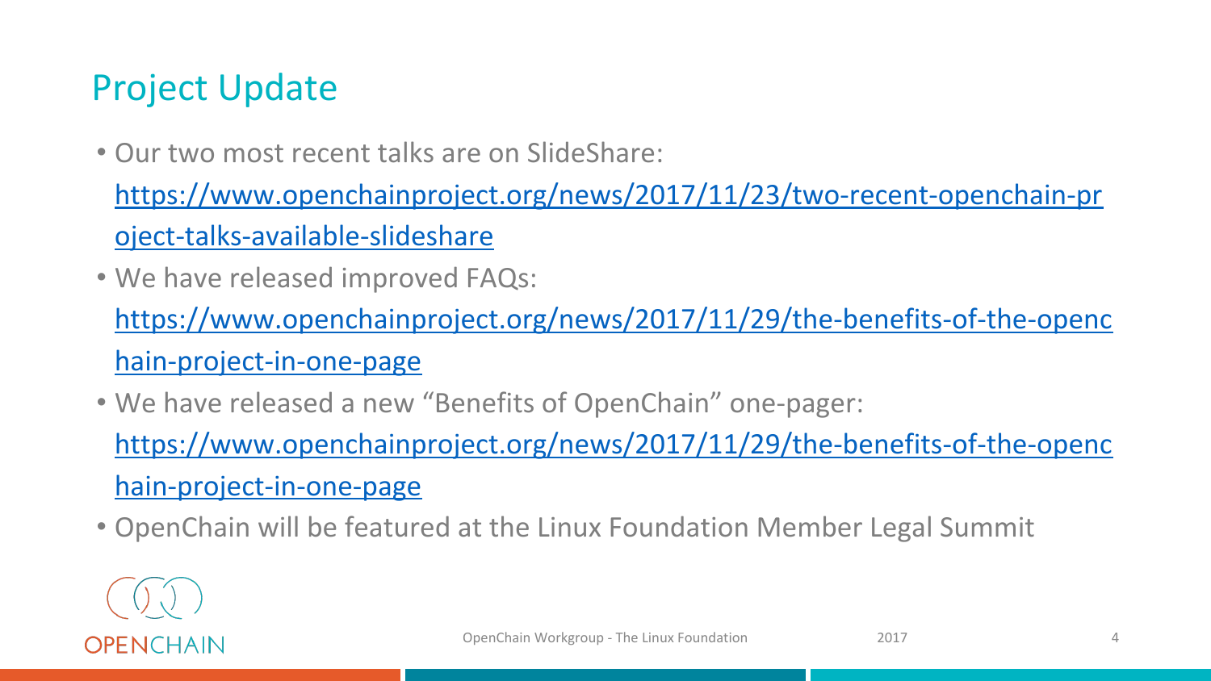# Project Update

- Our two most recent talks are on SlideShare: https://www.openchainproject.org/news/2017/11/23/two-recent-openchain-project-talks-available-slideshare
- We have released improved FAQs: https://www.openchainproject.org/news/2017/11/29/the-benefits-of-the-openchain-project-in-one-page
- We have released a new "Benefits of OpenChain" one-pager: https://www.openchainproject.org/news/2017/11/29/the-benefits-of-the-openchain-project-in-one-page
- OpenChain will be featured at the Linux Foundation Member Legal Summit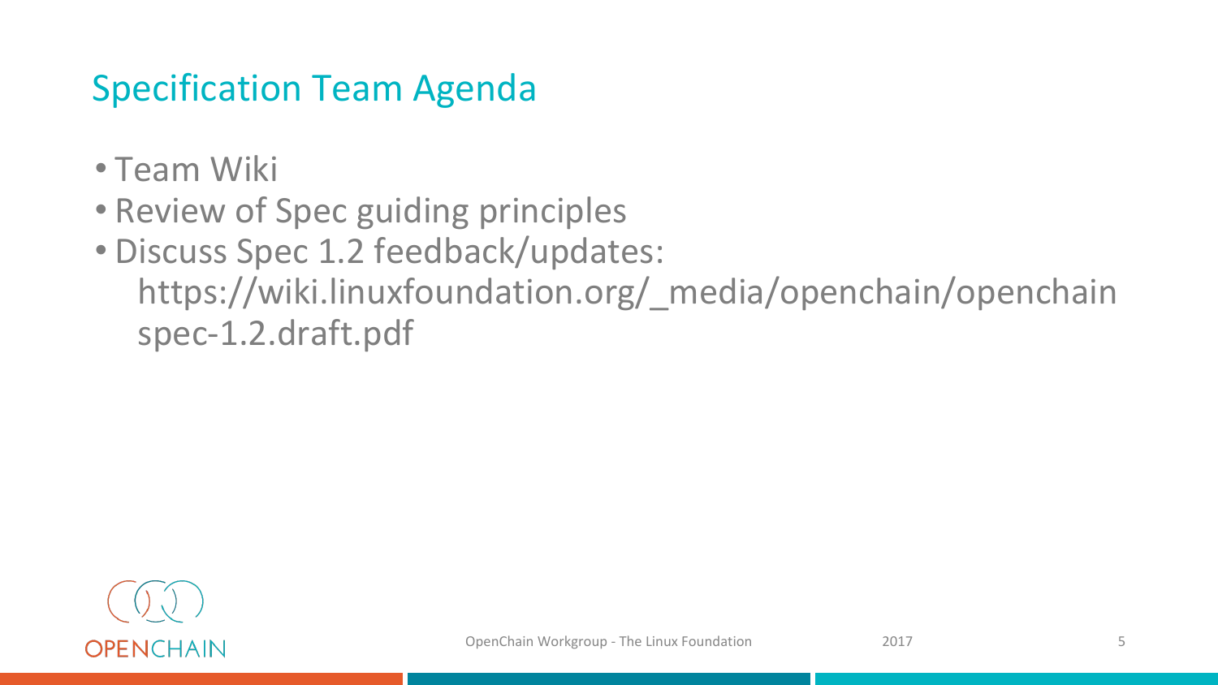## Specification Team Agenda

- Team Wiki
- Review of Spec guiding principles
- Discuss Spec 1.2 feedback/updates: https://wiki.linuxfoundation.org/_media/openchain/openchain spec-1.2.draft.pdf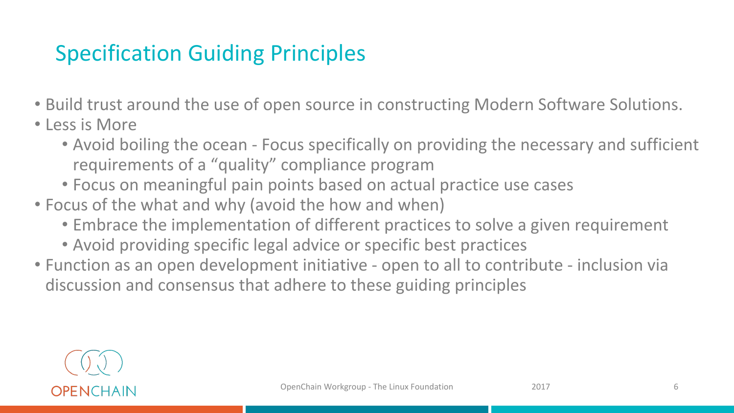## Specification Guiding Principles

- Build trust around the use of open source in constructing Modern Software Solutions.
- Less is More
  - Avoid boiling the ocean - Focus specifically on providing the necessary and sufficient requirements of a "quality" compliance program
  - Focus on meaningful pain points based on actual practice use cases
- Focus of the what and why (avoid the how and when)
  - Embrace the implementation of different practices to solve a given requirement
  - Avoid providing specific legal advice or specific best practices
- Function as an open development initiative - open to all to contribute - inclusion via discussion and consensus that adhere to these guiding principles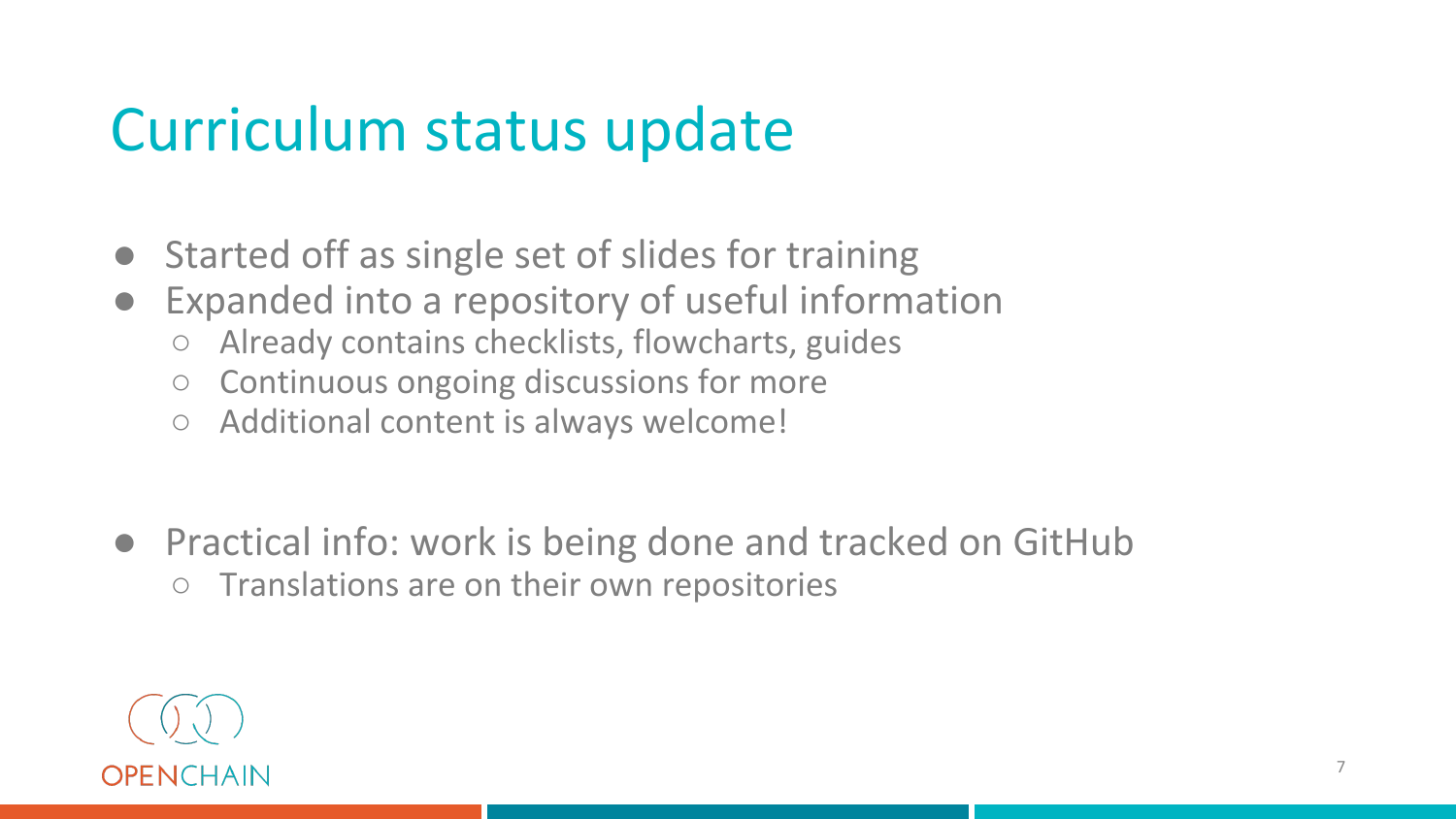# Curriculum status update

- Started off as single set of slides for training
- Expanded into a repository of useful information
  - Already contains checklists, flowcharts, guides
  - Continuous ongoing discussions for more
  - Additional content is always welcome!

- Practical info: work is being done and tracked on GitHub
  - Translations are on their own repositories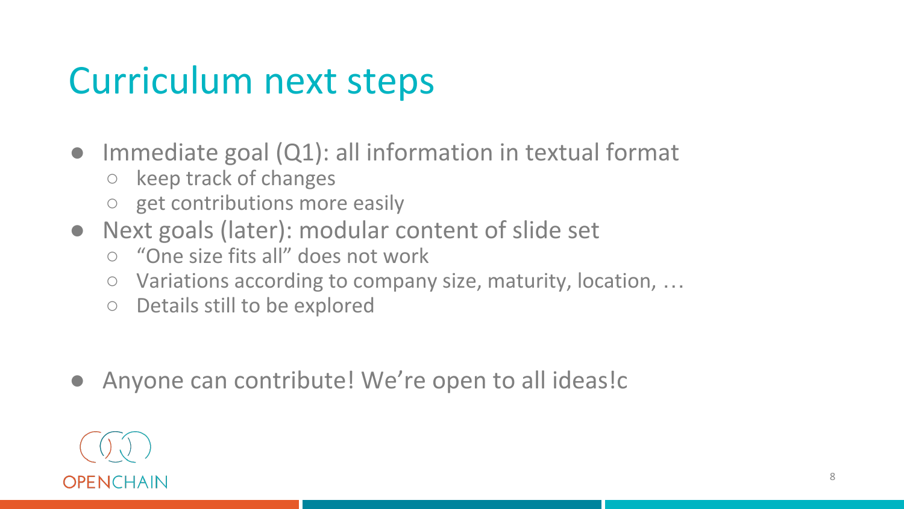# Curriculum next steps

- Immediate goal (Q1): all information in textual format
  - keep track of changes
  - get contributions more easily
- Next goals (later): modular content of slide set
  - "One size fits all" does not work
  - Variations according to company size, maturity, location, …
  - Details still to be explored

- Anyone can contribute! We're open to all ideas!c

OPENCHAIN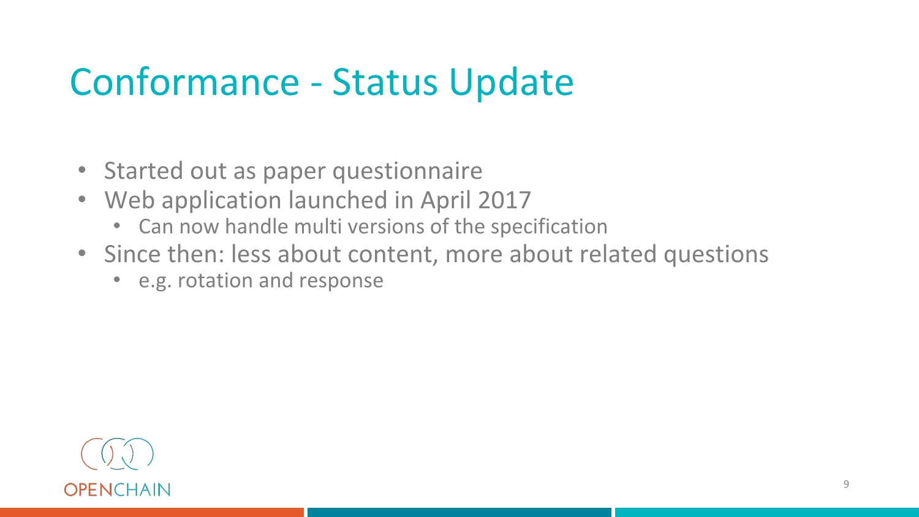# Conformance - Status Update

- Started out as paper questionnaire
- Web application launched in April 2017
  - Can now handle multi versions of the specification
- Since then: less about content, more about related questions
  - e.g. rotation and response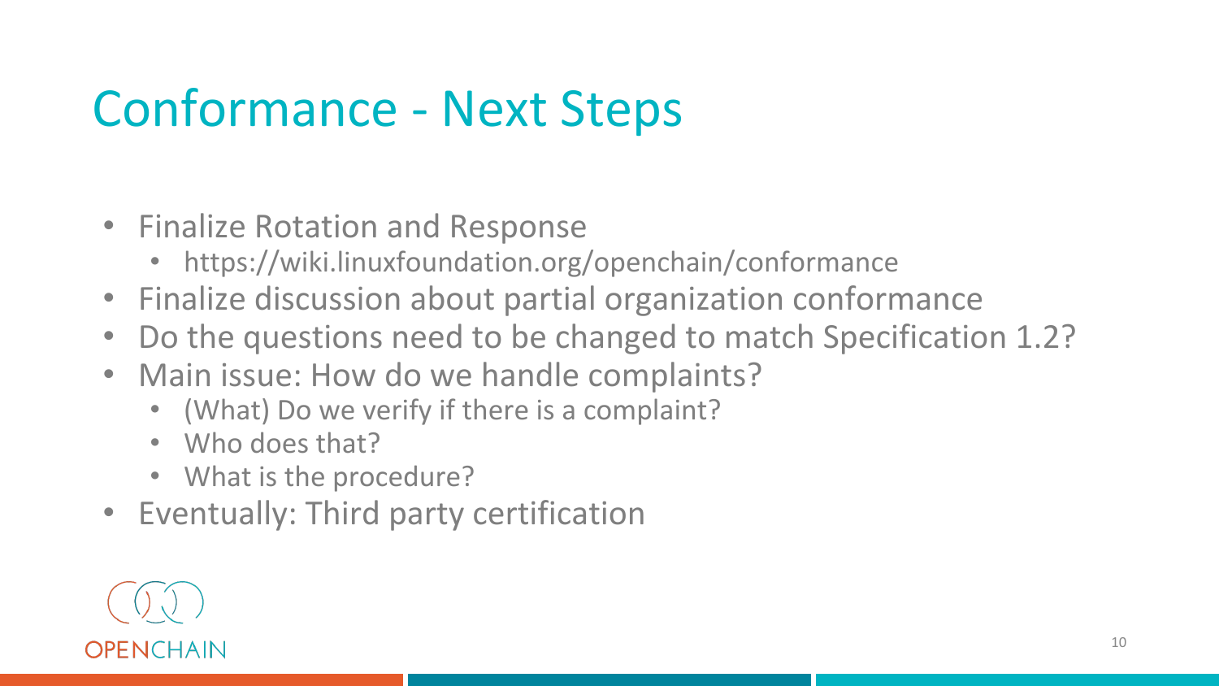# Conformance - Next Steps

- Finalize Rotation and Response
  - https://wiki.linuxfoundation.org/openchain/conformance
- Finalize discussion about partial organization conformance
- Do the questions need to be changed to match Specification 1.2?
- Main issue: How do we handle complaints?
  - (What) Do we verify if there is a complaint?
  - Who does that?
  - What is the procedure?
- Eventually: Third party certification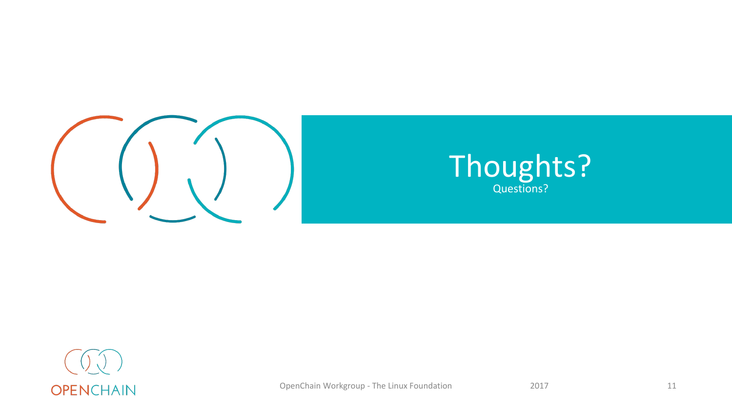# Thoughts?

Questions?